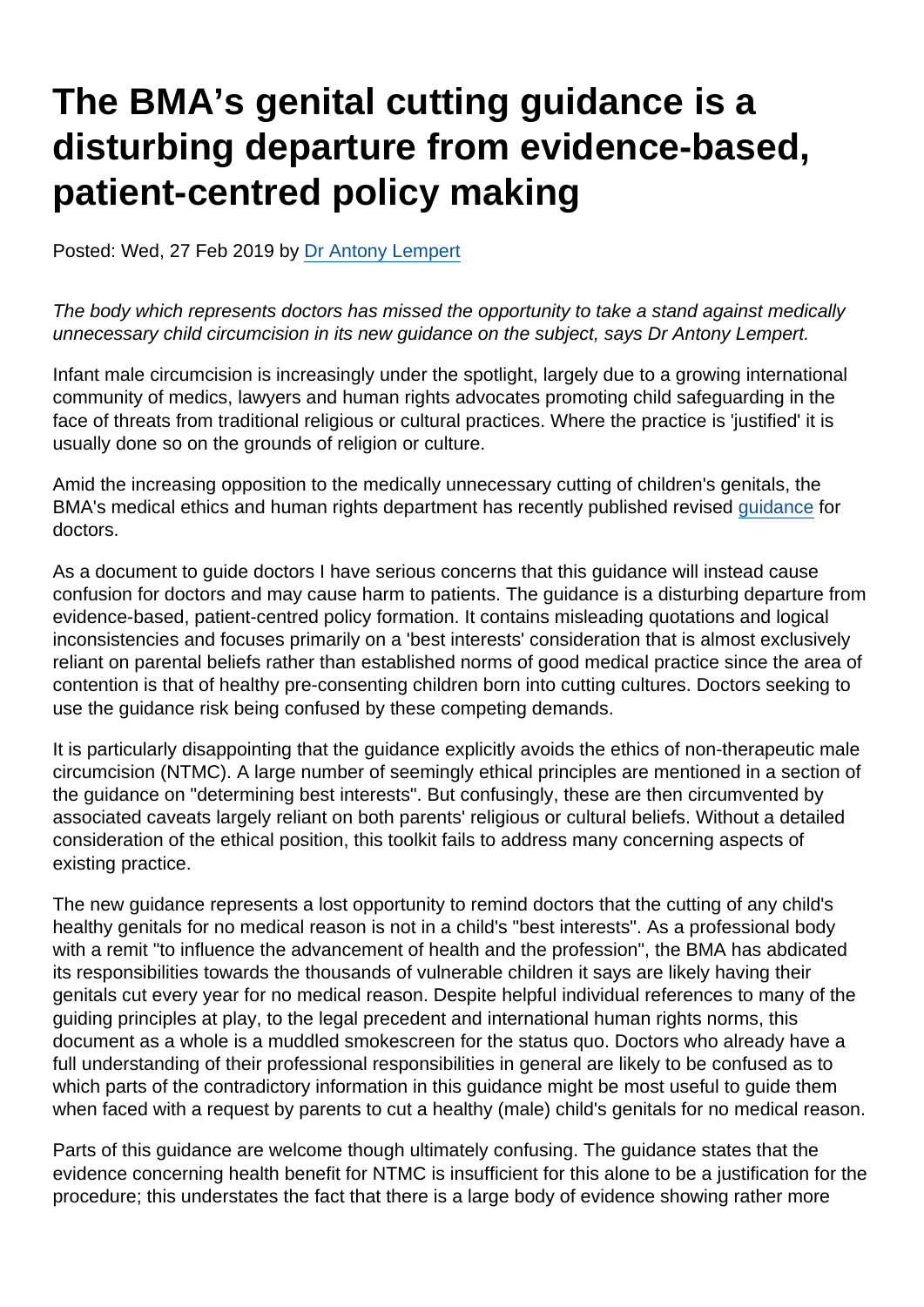# The BMA's genital cutting guidance is a disturbing departure from evidence-based, patient-centred policy making

Posted: Wed, 27 Feb 2019 by Dr Antony Lempert

*The body which represents doctors has missed the opportunity to take a stand against medically unnecessary child circumcision in its new guidance on the subject, says Dr Antony Lempert.*

Infant male circumcision is increasingly under the spotlight, largely due to a growing international community of medics, lawyers and human rights advocates promoting child safeguarding in the face of threats from traditional religious or cultural practices. Where the practice is 'justified' it is usually done so on the grounds of religion or culture.

Amid the increasing opposition to the medically unnecessary cutting of children's genitals, the BMA's medical ethics and human rights department has recently published revised guidance for doctors.

As a document to guide doctors I have serious concerns that this guidance will instead cause confusion for doctors and may cause harm to patients. The guidance is a disturbing departure from evidence-based, patient-centred policy formation. It contains misleading quotations and logical inconsistencies and focuses primarily on a 'best interests' consideration that is almost exclusively reliant on parental beliefs rather than established norms of good medical practice since the area of contention is that of healthy pre-consenting children born into cutting cultures. Doctors seeking to use the guidance risk being confused by these competing demands.

It is particularly disappointing that the guidance explicitly avoids the ethics of non-therapeutic male circumcision (NTMC). A large number of seemingly ethical principles are mentioned in a section of the guidance on "determining best interests". But confusingly, these are then circumvented by associated caveats largely reliant on both parents' religious or cultural beliefs. Without a detailed consideration of the ethical position, this toolkit fails to address many concerning aspects of existing practice.

The new guidance represents a lost opportunity to remind doctors that the cutting of any child's healthy genitals for no medical reason is not in a child's "best interests". As a professional body with a remit "to influence the advancement of health and the profession", the BMA has abdicated its responsibilities towards the thousands of vulnerable children it says are likely having their genitals cut every year for no medical reason. Despite helpful individual references to many of the guiding principles at play, to the legal precedent and international human rights norms, this document as a whole is a muddled smokescreen for the status quo. Doctors who already have a full understanding of their professional responsibilities in general are likely to be confused as to which parts of the contradictory information in this guidance might be most useful to guide them when faced with a request by parents to cut a healthy (male) child's genitals for no medical reason.

Parts of this guidance are welcome though ultimately confusing. The guidance states that the evidence concerning health benefit for NTMC is insufficient for this alone to be a justification for the procedure; this understates the fact that there is a large body of evidence showing rather more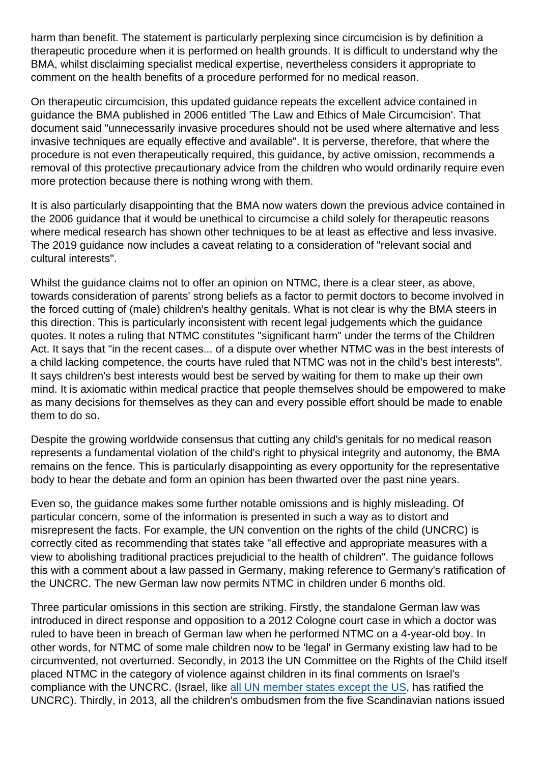harm than benefit. The statement is particularly perplexing since circumcision is by definition a therapeutic procedure when it is performed on health grounds. It is difficult to understand why the BMA, whilst disclaiming specialist medical expertise, nevertheless considers it appropriate to comment on the health benefits of a procedure performed for no medical reason.

On therapeutic circumcision, this updated guidance repeats the excellent advice contained in guidance the BMA published in 2006 entitled 'The Law and Ethics of Male Circumcision'. That document said "unnecessarily invasive procedures should not be used where alternative and less invasive techniques are equally effective and available". It is perverse, therefore, that where the procedure is not even therapeutically required, this guidance, by active omission, recommends a removal of this protective precautionary advice from the children who would ordinarily require even more protection because there is nothing wrong with them.

It is also particularly disappointing that the BMA now waters down the previous advice contained in the 2006 guidance that it would be unethical to circumcise a child solely for therapeutic reasons where medical research has shown other techniques to be at least as effective and less invasive. The 2019 guidance now includes a caveat relating to a consideration of "relevant social and cultural interests".

Whilst the guidance claims not to offer an opinion on NTMC, there is a clear steer, as above, towards consideration of parents' strong beliefs as a factor to permit doctors to become involved in the forced cutting of (male) children's healthy genitals. What is not clear is why the BMA steers in this direction. This is particularly inconsistent with recent legal judgements which the guidance quotes. It notes a ruling that NTMC constitutes "significant harm" under the terms of the Children Act. It says that "in the recent cases... of a dispute over whether NTMC was in the best interests of a child lacking competence, the courts have ruled that NTMC was not in the child's best interests". It says children's best interests would best be served by waiting for them to make up their own mind. It is axiomatic within medical practice that people themselves should be empowered to make as many decisions for themselves as they can and every possible effort should be made to enable them to do so.

Despite the growing worldwide consensus that cutting any child's genitals for no medical reason represents a fundamental violation of the child's right to physical integrity and autonomy, the BMA remains on the fence. This is particularly disappointing as every opportunity for the representative body to hear the debate and form an opinion has been thwarted over the past nine years.

Even so, the guidance makes some further notable omissions and is highly misleading. Of particular concern, some of the information is presented in such a way as to distort and misrepresent the facts. For example, the UN convention on the rights of the child (UNCRC) is correctly cited as recommending that states take "all effective and appropriate measures with a view to abolishing traditional practices prejudicial to the health of children". The guidance follows this with a comment about a law passed in Germany, making reference to Germany's ratification of the UNCRC. The new German law now permits NTMC in children under 6 months old.

Three particular omissions in this section are striking. Firstly, the standalone German law was introduced in direct response and opposition to a 2012 Cologne court case in which a doctor was ruled to have been in breach of German law when he performed NTMC on a 4-year-old boy. In other words, for NTMC of some male children now to be 'legal' in Germany existing law had to be circumvented, not overturned. Secondly, in 2013 the UN Committee on the Rights of the Child itself placed NTMC in the category of violence against children in its final comments on Israel's compliance with the UNCRC. (Israel, like all UN member states except the US, has ratified the UNCRC). Thirdly, in 2013, all the children's ombudsmen from the five Scandinavian nations issued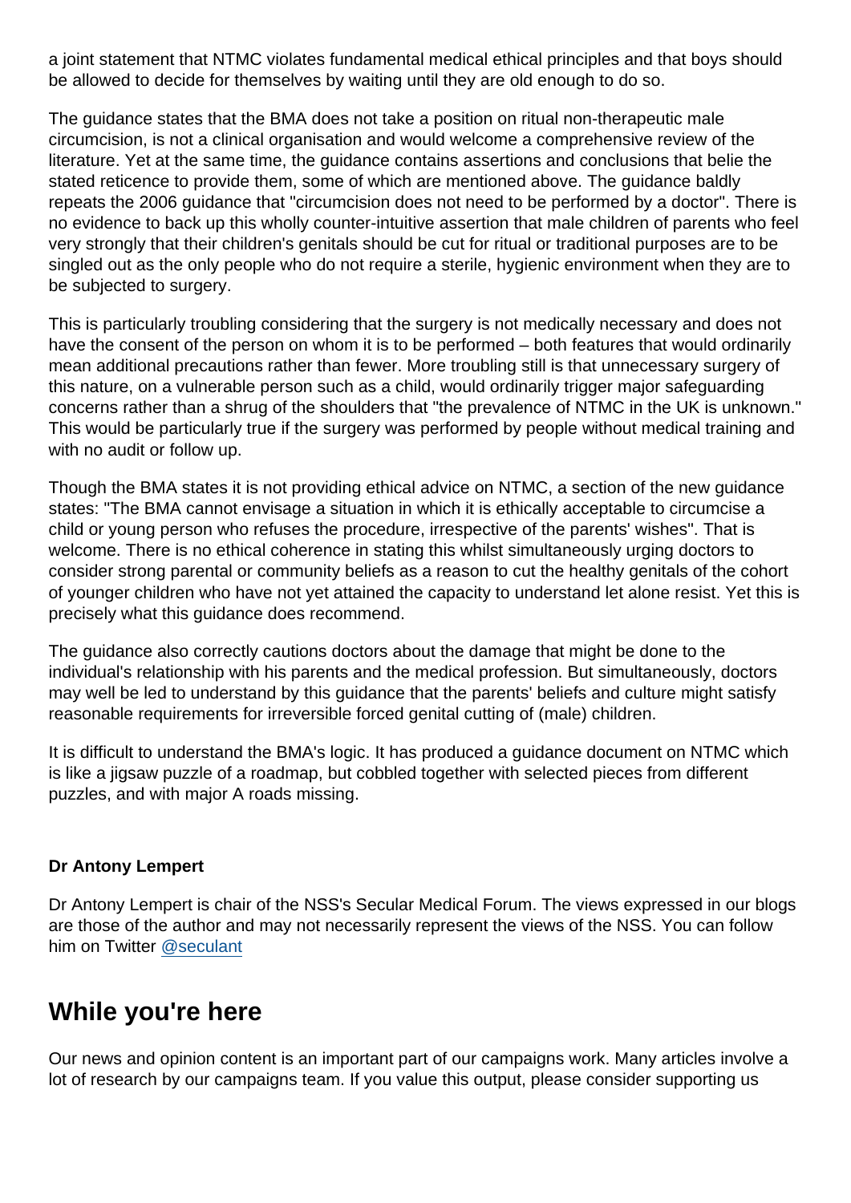a joint statement that NTMC violates fundamental medical ethical principles and that boys should be allowed to decide for themselves by waiting until they are old enough to do so.

The guidance states that the BMA does not take a position on ritual non-therapeutic male circumcision, is not a clinical organisation and would welcome a comprehensive review of the literature. Yet at the same time, the guidance contains assertions and conclusions that belie the stated reticence to provide them, some of which are mentioned above. The guidance baldly repeats the 2006 guidance that "circumcision does not need to be performed by a doctor". There is no evidence to back up this wholly counter-intuitive assertion that male children of parents who feel very strongly that their children's genitals should be cut for ritual or traditional purposes are to be singled out as the only people who do not require a sterile, hygienic environment when they are to be subjected to surgery.

This is particularly troubling considering that the surgery is not medically necessary and does not have the consent of the person on whom it is to be performed – both features that would ordinarily mean additional precautions rather than fewer. More troubling still is that unnecessary surgery of this nature, on a vulnerable person such as a child, would ordinarily trigger major safeguarding concerns rather than a shrug of the shoulders that "the prevalence of NTMC in the UK is unknown." This would be particularly true if the surgery was performed by people without medical training and with no audit or follow up.

Though the BMA states it is not providing ethical advice on NTMC, a section of the new guidance states: "The BMA cannot envisage a situation in which it is ethically acceptable to circumcise a child or young person who refuses the procedure, irrespective of the parents' wishes". That is welcome. There is no ethical coherence in stating this whilst simultaneously urging doctors to consider strong parental or community beliefs as a reason to cut the healthy genitals of the cohort of younger children who have not yet attained the capacity to understand let alone resist. Yet this is precisely what this guidance does recommend.

The guidance also correctly cautions doctors about the damage that might be done to the individual's relationship with his parents and the medical profession. But simultaneously, doctors may well be led to understand by this guidance that the parents' beliefs and culture might satisfy reasonable requirements for irreversible forced genital cutting of (male) children.

It is difficult to understand the BMA's logic. It has produced a guidance document on NTMC which is like a jigsaw puzzle of a roadmap, but cobbled together with selected pieces from different puzzles, and with major A roads missing.

**Dr Antony Lempert**

Dr Antony Lempert is chair of the NSS's Secular Medical Forum. The views expressed in our blogs are those of the author and may not necessarily represent the views of the NSS. You can follow him on Twitter @seculant

## While you're here

Our news and opinion content is an important part of our campaigns work. Many articles involve a lot of research by our campaigns team. If you value this output, please consider supporting us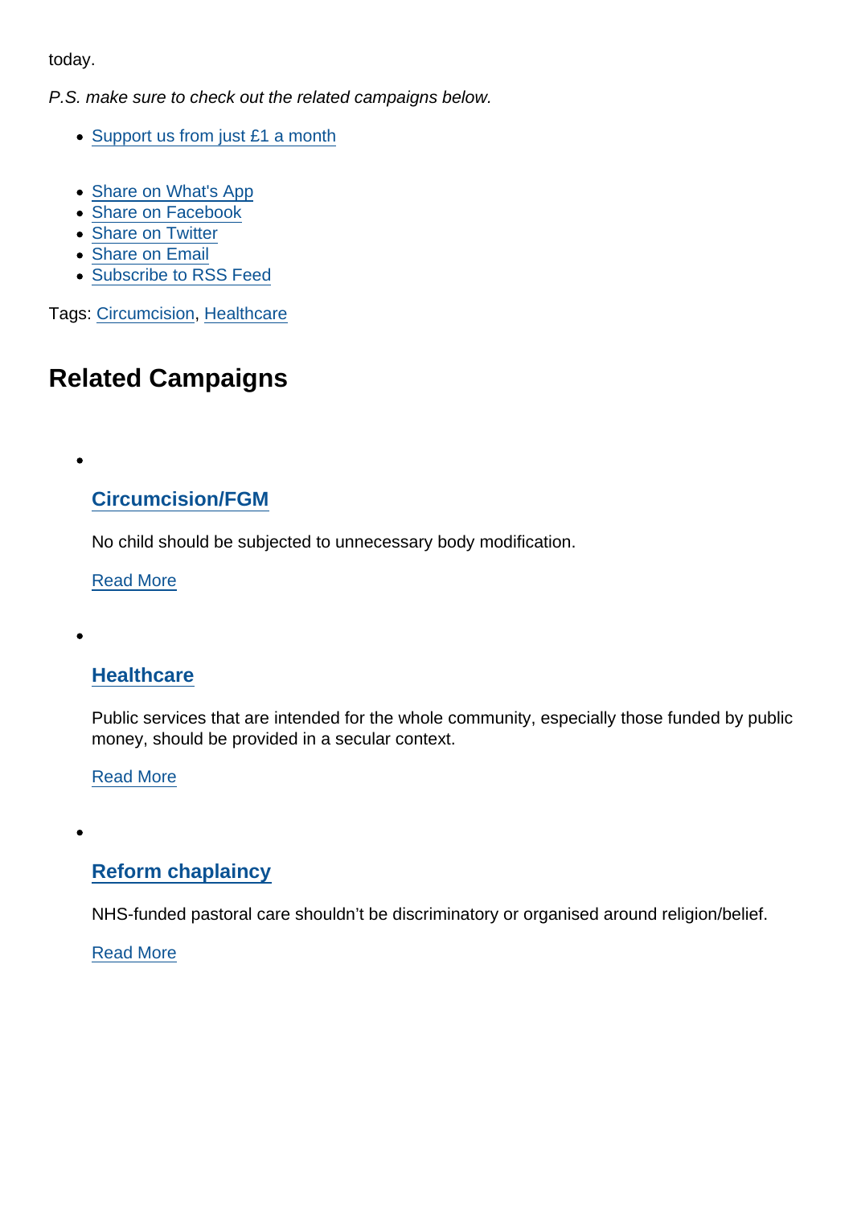today.

*P.S. make sure to check out the related campaigns below.*

- Support us from just £1 a month

- Share on What's App
- Share on Facebook
- Share on Twitter
- Share on Email
- Subscribe to RSS Feed

Tags: Circumcision, Healthcare

## Related Campaigns

- ### Circumcision/FGM

  No child should be subjected to unnecessary body modification.

  Read More

- ### Healthcare

  Public services that are intended for the whole community, especially those funded by public money, should be provided in a secular context.

  Read More

- ### Reform chaplaincy

  NHS-funded pastoral care shouldn't be discriminatory or organised around religion/belief.

  Read More